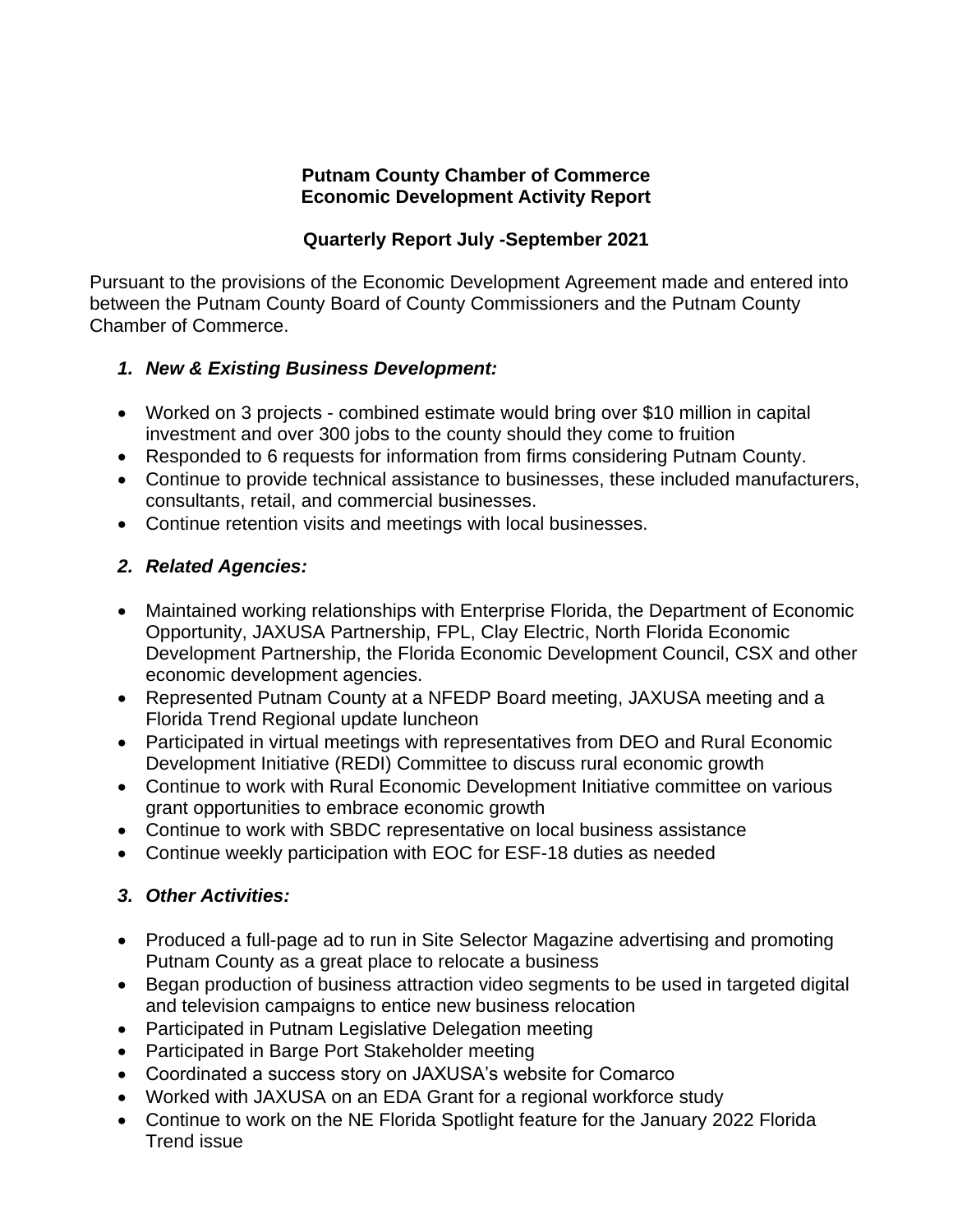**Putnam County Chamber of Commerce**
**Economic Development Activity Report**

**Quarterly Report July -September 2021**

Pursuant to the provisions of the Economic Development Agreement made and entered into between the Putnam County Board of County Commissioners and the Putnam County Chamber of Commerce.

1. ***New & Existing Business Development:***

- Worked on 3 projects - combined estimate would bring over $10 million in capital investment and over 300 jobs to the county should they come to fruition
- Responded to 6 requests for information from firms considering Putnam County.
- Continue to provide technical assistance to businesses, these included manufacturers, consultants, retail, and commercial businesses.
- Continue retention visits and meetings with local businesses.

2. ***Related Agencies:***

- Maintained working relationships with Enterprise Florida, the Department of Economic Opportunity, JAXUSA Partnership, FPL, Clay Electric, North Florida Economic Development Partnership, the Florida Economic Development Council, CSX and other economic development agencies.
- Represented Putnam County at a NFEDP Board meeting, JAXUSA meeting and a Florida Trend Regional update luncheon
- Participated in virtual meetings with representatives from DEO and Rural Economic Development Initiative (REDI) Committee to discuss rural economic growth
- Continue to work with Rural Economic Development Initiative committee on various grant opportunities to embrace economic growth
- Continue to work with SBDC representative on local business assistance
- Continue weekly participation with EOC for ESF-18 duties as needed

3. ***Other Activities:***

- Produced a full-page ad to run in Site Selector Magazine advertising and promoting Putnam County as a great place to relocate a business
- Began production of business attraction video segments to be used in targeted digital and television campaigns to entice new business relocation
- Participated in Putnam Legislative Delegation meeting
- Participated in Barge Port Stakeholder meeting
- Coordinated a success story on JAXUSA's website for Comarco
- Worked with JAXUSA on an EDA Grant for a regional workforce study
- Continue to work on the NE Florida Spotlight feature for the January 2022 Florida Trend issue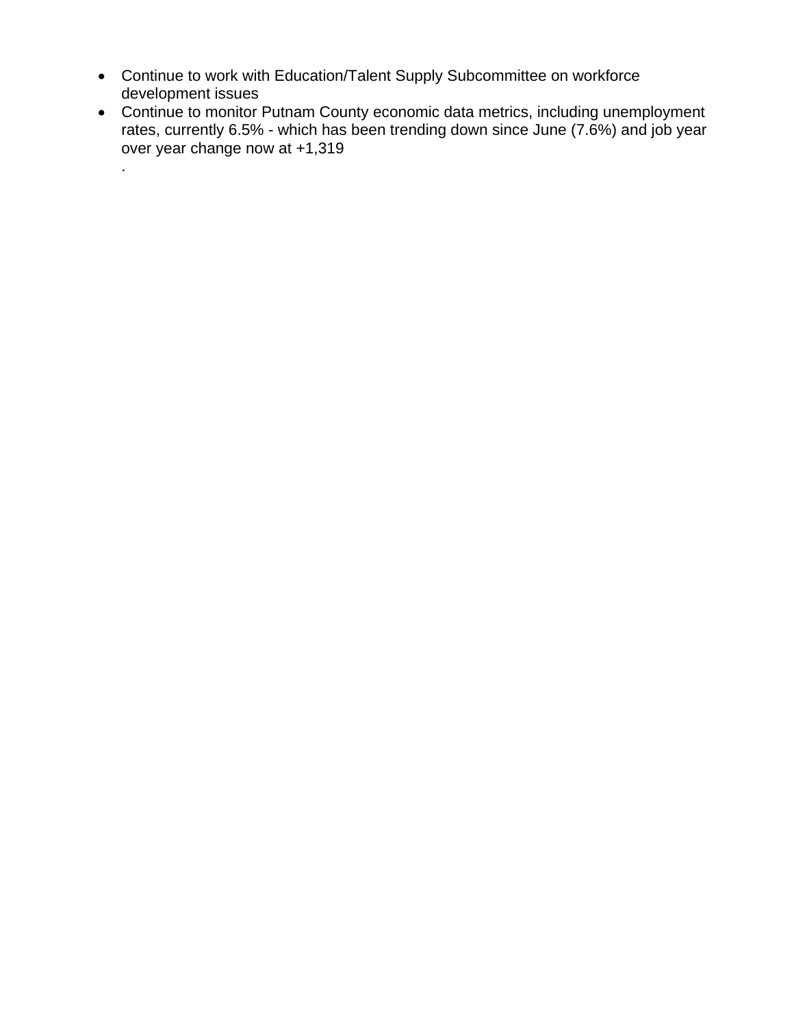- Continue to work with Education/Talent Supply Subcommittee on workforce development issues
- Continue to monitor Putnam County economic data metrics, including unemployment rates, currently 6.5% - which has been trending down since June (7.6%) and job year over year change now at +1,319

  .